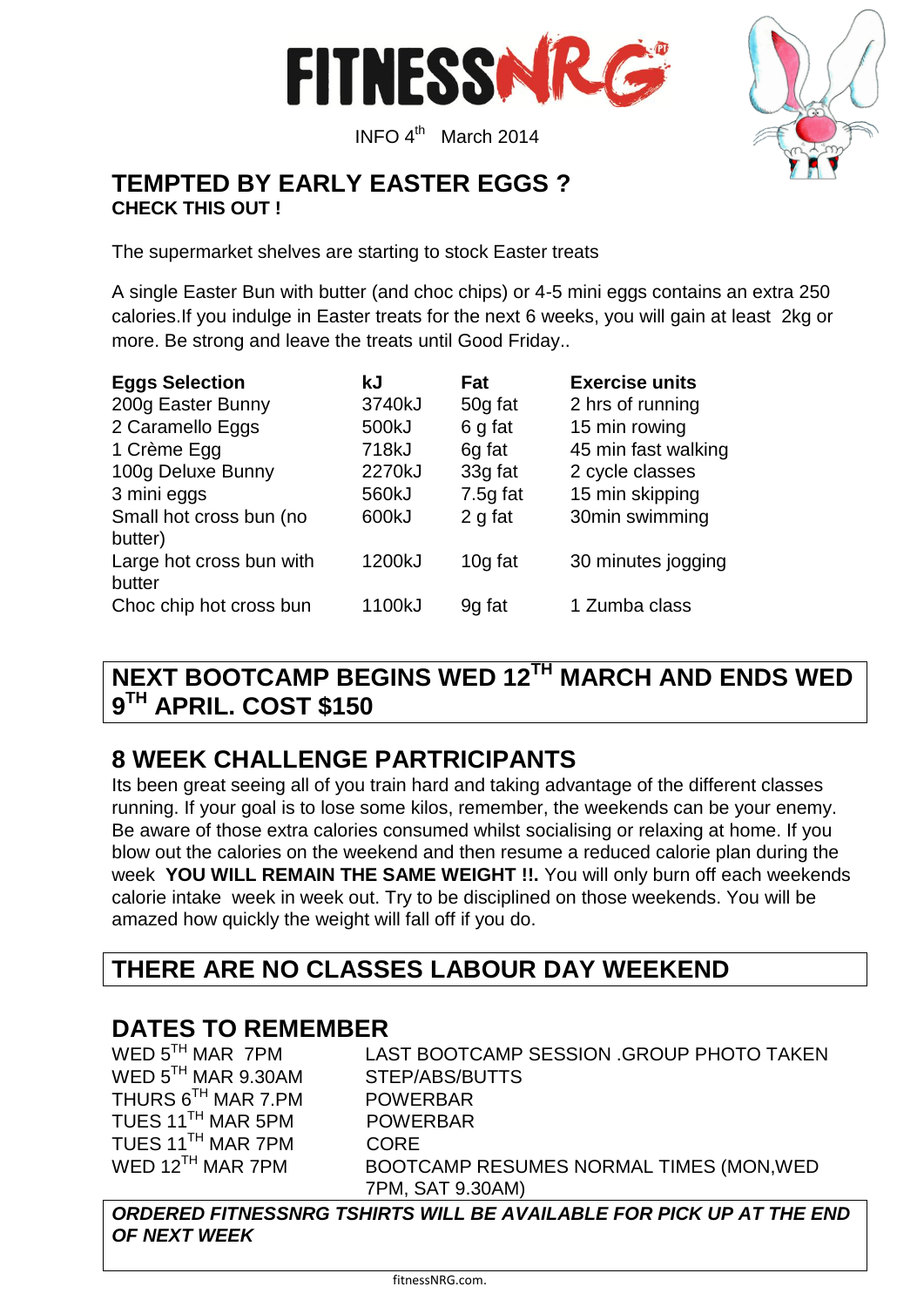# FITNESSNRG

INFO 4th March 2014

## TEMPTED BY EARLY EASTER EGGS ?

**CHECK THIS OUT !**

The supermarket shelves are starting to stock Easter treats

A single Easter Bun with butter (and choc chips) or 4-5 mini eggs contains an extra 250 calories.If you indulge in Easter treats for the next 6 weeks, you will gain at least 2kg or more. Be strong and leave the treats until Good Friday..

| Eggs Selection | kJ | Fat | Exercise units |
|---|---|---|---|
| 200g Easter Bunny | 3740kJ | 50g fat | 2 hrs of running |
| 2 Caramello Eggs | 500kJ | 6 g fat | 15 min rowing |
| 1 Crème Egg | 718kJ | 6g fat | 45 min fast walking |
| 100g Deluxe Bunny | 2270kJ | 33g fat | 2 cycle classes |
| 3 mini eggs | 560kJ | 7.5g fat | 15 min skipping |
| Small hot cross bun (no butter) | 600kJ | 2 g fat | 30min swimming |
| Large hot cross bun with butter | 1200kJ | 10g fat | 30 minutes jogging |
| Choc chip hot cross bun | 1100kJ | 9g fat | 1 Zumba class |

## NEXT BOOTCAMP BEGINS WED 12TH MARCH AND ENDS WED 9TH APRIL. COST $150

## 8 WEEK CHALLENGE PARTRICIPANTS

Its been great seeing all of you train hard and taking advantage of the different classes running. If your goal is to lose some kilos, remember, the weekends can be your enemy. Be aware of those extra calories consumed whilst socialising or relaxing at home. If you blow out the calories on the weekend and then resume a reduced calorie plan during the week **YOU WILL REMAIN THE SAME WEIGHT !!.** You will only burn off each weekends calorie intake week in week out. Try to be disciplined on those weekends. You will be amazed how quickly the weight will fall off if you do.

## THERE ARE NO CLASSES LABOUR DAY WEEKEND

## DATES TO REMEMBER

| | |
|---|---|
| WED 5TH MAR 7PM | LAST BOOTCAMP SESSION .GROUP PHOTO TAKEN |
| WED 5TH MAR 9.30AM | STEP/ABS/BUTTS |
| THURS 6TH MAR 7.PM | POWERBAR |
| TUES 11TH MAR 5PM | POWERBAR |
| TUES 11TH MAR 7PM | CORE |
| WED 12TH MAR 7PM | BOOTCAMP RESUMES NORMAL TIMES (MON,WED 7PM, SAT 9.30AM) |

***ORDERED FITNESSNRG TSHIRTS WILL BE AVAILABLE FOR PICK UP AT THE END OF NEXT WEEK***

fitnessNRG.com.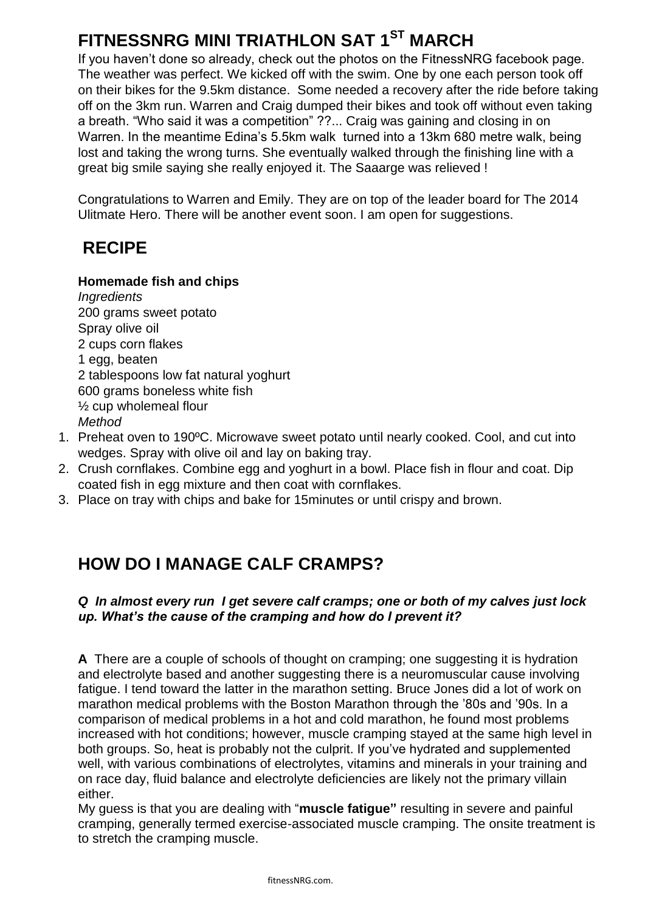# FITNESSNRG MINI TRIATHLON SAT 1ST MARCH

If you haven't done so already, check out the photos on the FitnessNRG facebook page. The weather was perfect. We kicked off with the swim. One by one each person took off on their bikes for the 9.5km distance. Some needed a recovery after the ride before taking off on the 3km run. Warren and Craig dumped their bikes and took off without even taking a breath. "Who said it was a competition" ??... Craig was gaining and closing in on Warren. In the meantime Edina's 5.5km walk turned into a 13km 680 metre walk, being lost and taking the wrong turns. She eventually walked through the finishing line with a great big smile saying she really enjoyed it. The Saaarge was relieved !

Congratulations to Warren and Emily. They are on top of the leader board for The 2014 Ulitmate Hero. There will be another event soon. I am open for suggestions.

# RECIPE

**Homemade fish and chips**

*Ingredients*

200 grams sweet potato
Spray olive oil
2 cups corn flakes
1 egg, beaten
2 tablespoons low fat natural yoghurt
600 grams boneless white fish
½ cup wholemeal flour

*Method*

1. Preheat oven to 190ºC. Microwave sweet potato until nearly cooked. Cool, and cut into wedges. Spray with olive oil and lay on baking tray.
2. Crush cornflakes. Combine egg and yoghurt in a bowl. Place fish in flour and coat. Dip coated fish in egg mixture and then coat with cornflakes.
3. Place on tray with chips and bake for 15minutes or until crispy and brown.

# HOW DO I MANAGE CALF CRAMPS?

***Q In almost every run I get severe calf cramps; one or both of my calves just lock up. What's the cause of the cramping and how do I prevent it?***

**A** There are a couple of schools of thought on cramping; one suggesting it is hydration and electrolyte based and another suggesting there is a neuromuscular cause involving fatigue. I tend toward the latter in the marathon setting. Bruce Jones did a lot of work on marathon medical problems with the Boston Marathon through the '80s and '90s. In a comparison of medical problems in a hot and cold marathon, he found most problems increased with hot conditions; however, muscle cramping stayed at the same high level in both groups. So, heat is probably not the culprit. If you've hydrated and supplemented well, with various combinations of electrolytes, vitamins and minerals in your training and on race day, fluid balance and electrolyte deficiencies are likely not the primary villain either.

My guess is that you are dealing with "**muscle fatigue"** resulting in severe and painful cramping, generally termed exercise-associated muscle cramping. The onsite treatment is to stretch the cramping muscle.